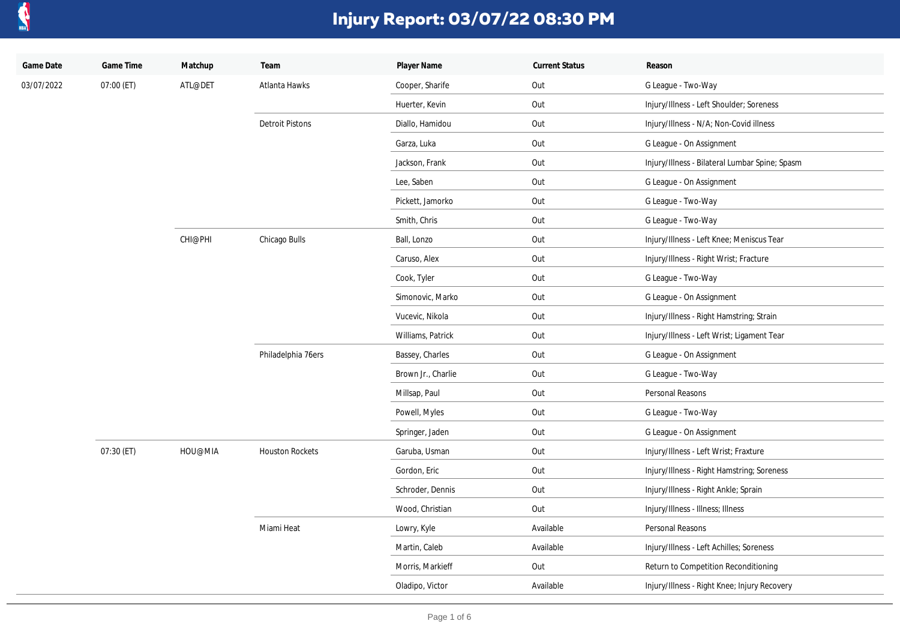# Injury Report: 03/07/22 08:30 PM

| Game Date | Game Time | Matchup | Team | Player Name | Current Status | Reason |
|---|---|---|---|---|---|---|
| 03/07/2022 | 07:00 (ET) | ATL@DET | Atlanta Hawks | Cooper, Sharife | Out | G League - Two-Way |
| | | | | Huerter, Kevin | Out | Injury/Illness - Left Shoulder; Soreness |
| | | | Detroit Pistons | Diallo, Hamidou | Out | Injury/Illness - N/A; Non-Covid illness |
| | | | | Garza, Luka | Out | G League - On Assignment |
| | | | | Jackson, Frank | Out | Injury/Illness - Bilateral Lumbar Spine; Spasm |
| | | | | Lee, Saben | Out | G League - On Assignment |
| | | | | Pickett, Jamorko | Out | G League - Two-Way |
| | | | | Smith, Chris | Out | G League - Two-Way |
| | | CHI@PHI | Chicago Bulls | Ball, Lonzo | Out | Injury/Illness - Left Knee; Meniscus Tear |
| | | | | Caruso, Alex | Out | Injury/Illness - Right Wrist; Fracture |
| | | | | Cook, Tyler | Out | G League - Two-Way |
| | | | | Simonovic, Marko | Out | G League - On Assignment |
| | | | | Vucevic, Nikola | Out | Injury/Illness - Right Hamstring; Strain |
| | | | | Williams, Patrick | Out | Injury/Illness - Left Wrist; Ligament Tear |
| | | | Philadelphia 76ers | Bassey, Charles | Out | G League - On Assignment |
| | | | | Brown Jr., Charlie | Out | G League - Two-Way |
| | | | | Millsap, Paul | Out | Personal Reasons |
| | | | | Powell, Myles | Out | G League - Two-Way |
| | | | | Springer, Jaden | Out | G League - On Assignment |
| | 07:30 (ET) | HOU@MIA | Houston Rockets | Garuba, Usman | Out | Injury/Illness - Left Wrist; Fraxture |
| | | | | Gordon, Eric | Out | Injury/Illness - Right Hamstring; Soreness |
| | | | | Schroder, Dennis | Out | Injury/Illness - Right Ankle; Sprain |
| | | | | Wood, Christian | Out | Injury/Illness - Illness; Illness |
| | | | Miami Heat | Lowry, Kyle | Available | Personal Reasons |
| | | | | Martin, Caleb | Available | Injury/Illness - Left Achilles; Soreness |
| | | | | Morris, Markieff | Out | Return to Competition Reconditioning |
| | | | | Oladipo, Victor | Available | Injury/Illness - Right Knee; Injury Recovery |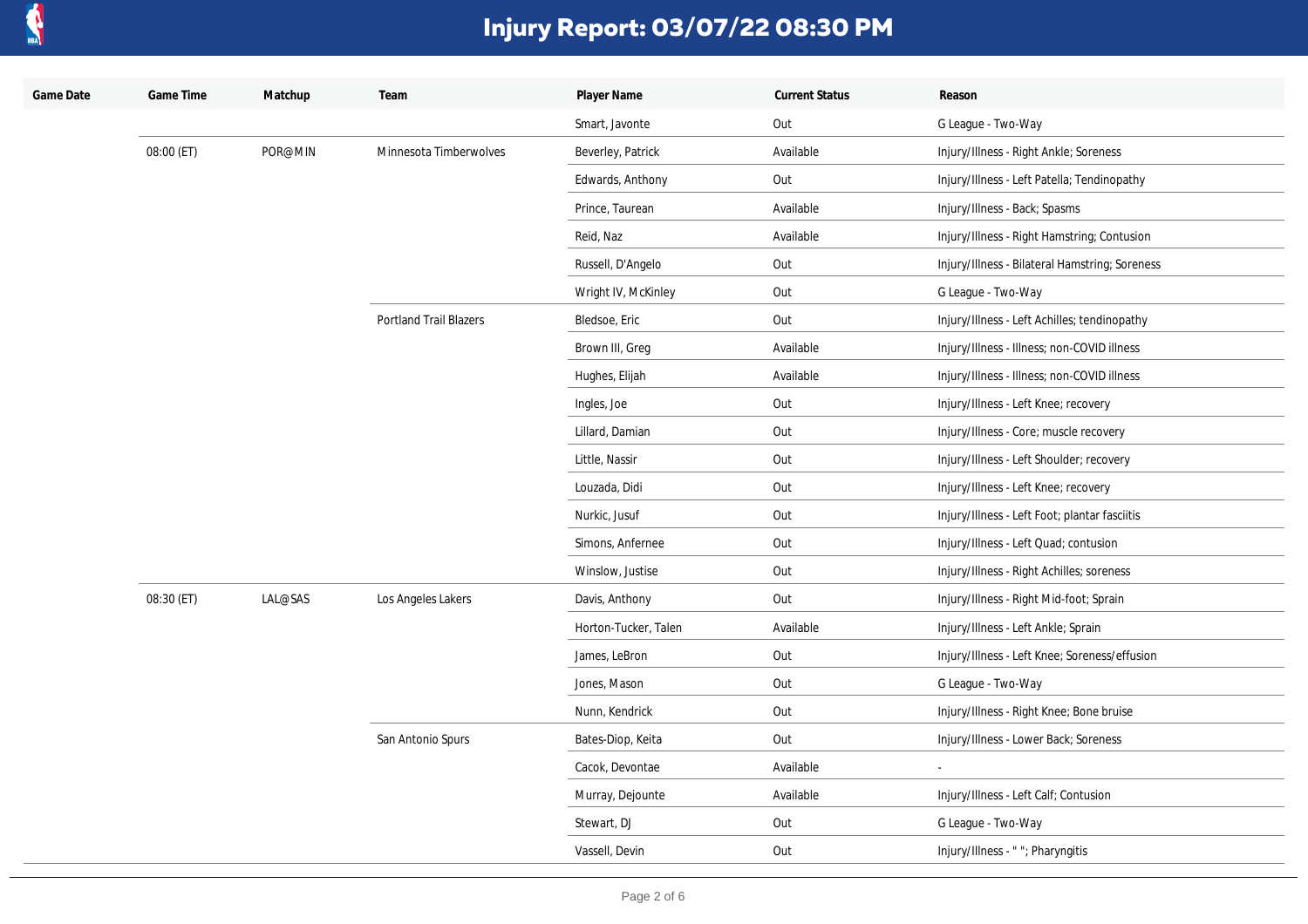# Injury Report: 03/07/22 08:30 PM

| Game Date | Game Time | Matchup | Team | Player Name | Current Status | Reason |
|---|---|---|---|---|---|---|
| | | | | Smart, Javonte | Out | G League - Two-Way |
| | 08:00 (ET) | POR@MIN | Minnesota Timberwolves | Beverley, Patrick | Available | Injury/Illness - Right Ankle; Soreness |
| | | | | Edwards, Anthony | Out | Injury/Illness - Left Patella; Tendinopathy |
| | | | | Prince, Taurean | Available | Injury/Illness - Back; Spasms |
| | | | | Reid, Naz | Available | Injury/Illness - Right Hamstring; Contusion |
| | | | | Russell, D'Angelo | Out | Injury/Illness - Bilateral Hamstring; Soreness |
| | | | | Wright IV, McKinley | Out | G League - Two-Way |
| | | | Portland Trail Blazers | Bledsoe, Eric | Out | Injury/Illness - Left Achilles; tendinopathy |
| | | | | Brown III, Greg | Available | Injury/Illness - Illness; non-COVID illness |
| | | | | Hughes, Elijah | Available | Injury/Illness - Illness; non-COVID illness |
| | | | | Ingles, Joe | Out | Injury/Illness - Left Knee; recovery |
| | | | | Lillard, Damian | Out | Injury/Illness - Core; muscle recovery |
| | | | | Little, Nassir | Out | Injury/Illness - Left Shoulder; recovery |
| | | | | Louzada, Didi | Out | Injury/Illness - Left Knee; recovery |
| | | | | Nurkic, Jusuf | Out | Injury/Illness - Left Foot; plantar fasciitis |
| | | | | Simons, Anfernee | Out | Injury/Illness - Left Quad; contusion |
| | | | | Winslow, Justise | Out | Injury/Illness - Right Achilles; soreness |
| | 08:30 (ET) | LAL@SAS | Los Angeles Lakers | Davis, Anthony | Out | Injury/Illness - Right Mid-foot; Sprain |
| | | | | Horton-Tucker, Talen | Available | Injury/Illness - Left Ankle; Sprain |
| | | | | James, LeBron | Out | Injury/Illness - Left Knee; Soreness/effusion |
| | | | | Jones, Mason | Out | G League - Two-Way |
| | | | | Nunn, Kendrick | Out | Injury/Illness - Right Knee; Bone bruise |
| | | | San Antonio Spurs | Bates-Diop, Keita | Out | Injury/Illness - Lower Back; Soreness |
| | | | | Cacok, Devontae | Available | - |
| | | | | Murray, Dejounte | Available | Injury/Illness - Left Calf; Contusion |
| | | | | Stewart, DJ | Out | G League - Two-Way |
| | | | | Vassell, Devin | Out | Injury/Illness - " "; Pharyngitis |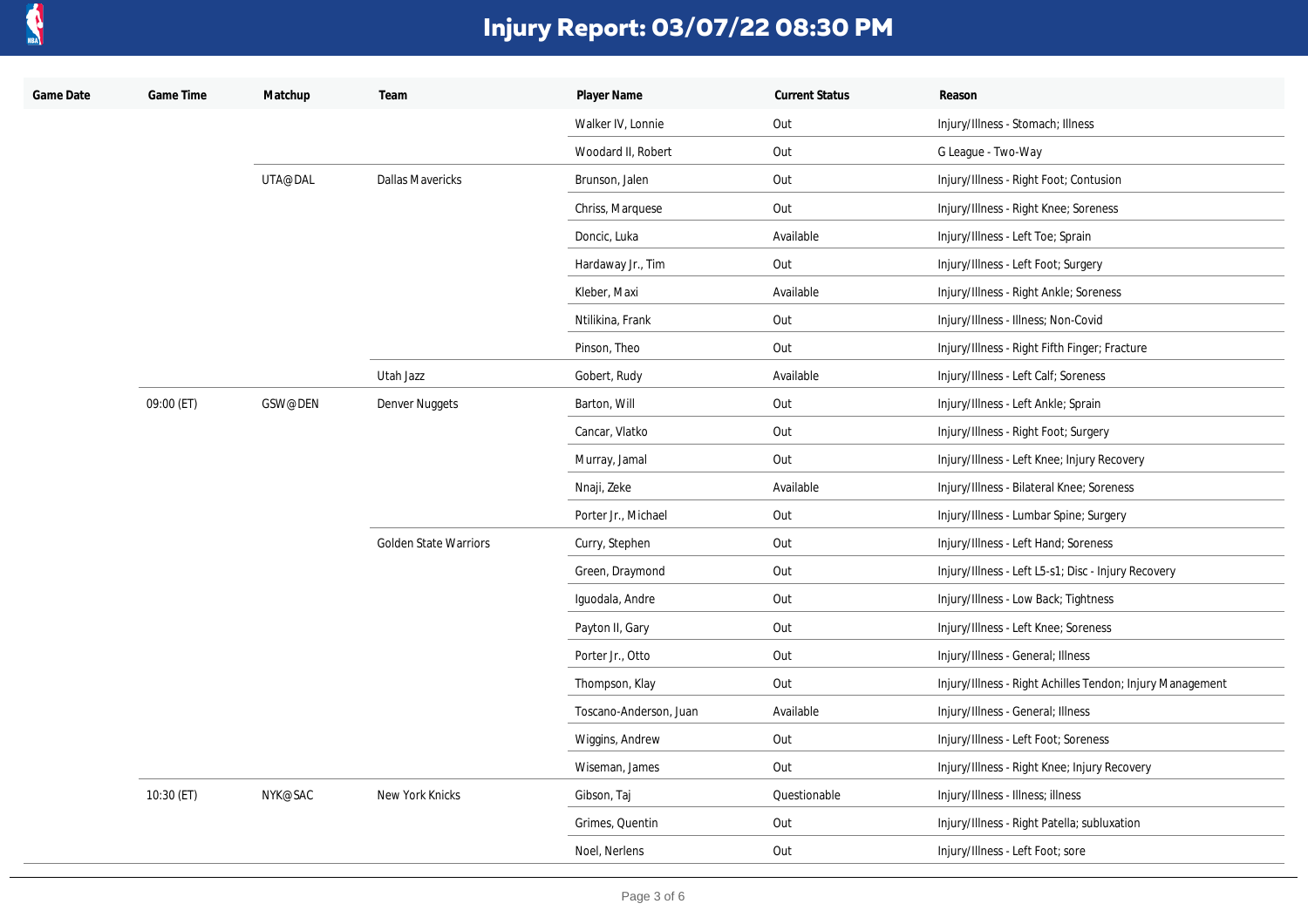# Injury Report: 03/07/22 08:30 PM

| Game Date | Game Time | Matchup | Team | Player Name | Current Status | Reason |
|---|---|---|---|---|---|---|
| | | | | Walker IV, Lonnie | Out | Injury/Illness - Stomach; Illness |
| | | | | Woodard II, Robert | Out | G League - Two-Way |
| | | UTA@DAL | Dallas Mavericks | Brunson, Jalen | Out | Injury/Illness - Right Foot; Contusion |
| | | | | Chriss, Marquese | Out | Injury/Illness - Right Knee; Soreness |
| | | | | Doncic, Luka | Available | Injury/Illness - Left Toe; Sprain |
| | | | | Hardaway Jr., Tim | Out | Injury/Illness - Left Foot; Surgery |
| | | | | Kleber, Maxi | Available | Injury/Illness - Right Ankle; Soreness |
| | | | | Ntilikina, Frank | Out | Injury/Illness - Illness; Non-Covid |
| | | | | Pinson, Theo | Out | Injury/Illness - Right Fifth Finger; Fracture |
| | | | Utah Jazz | Gobert, Rudy | Available | Injury/Illness - Left Calf; Soreness |
| | 09:00 (ET) | GSW@DEN | Denver Nuggets | Barton, Will | Out | Injury/Illness - Left Ankle; Sprain |
| | | | | Cancar, Vlatko | Out | Injury/Illness - Right Foot; Surgery |
| | | | | Murray, Jamal | Out | Injury/Illness - Left Knee; Injury Recovery |
| | | | | Nnaji, Zeke | Available | Injury/Illness - Bilateral Knee; Soreness |
| | | | | Porter Jr., Michael | Out | Injury/Illness - Lumbar Spine; Surgery |
| | | | Golden State Warriors | Curry, Stephen | Out | Injury/Illness - Left Hand; Soreness |
| | | | | Green, Draymond | Out | Injury/Illness - Left L5-s1; Disc - Injury Recovery |
| | | | | Iguodala, Andre | Out | Injury/Illness - Low Back; Tightness |
| | | | | Payton II, Gary | Out | Injury/Illness - Left Knee; Soreness |
| | | | | Porter Jr., Otto | Out | Injury/Illness - General; Illness |
| | | | | Thompson, Klay | Out | Injury/Illness - Right Achilles Tendon; Injury Management |
| | | | | Toscano-Anderson, Juan | Available | Injury/Illness - General; Illness |
| | | | | Wiggins, Andrew | Out | Injury/Illness - Left Foot; Soreness |
| | | | | Wiseman, James | Out | Injury/Illness - Right Knee; Injury Recovery |
| | 10:30 (ET) | NYK@SAC | New York Knicks | Gibson, Taj | Questionable | Injury/Illness - Illness; illness |
| | | | | Grimes, Quentin | Out | Injury/Illness - Right Patella; subluxation |
| | | | | Noel, Nerlens | Out | Injury/Illness - Left Foot; sore |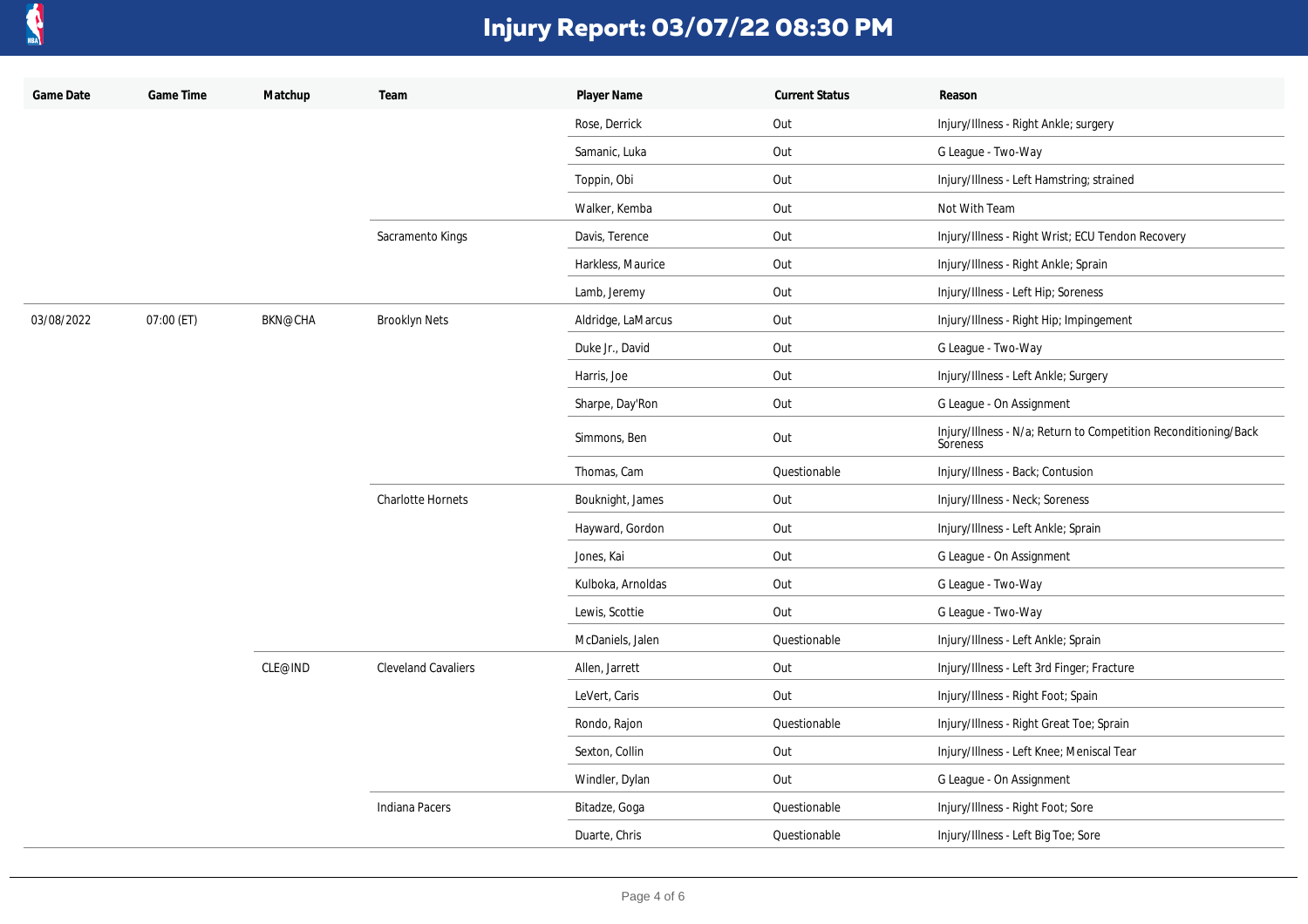# Injury Report: 03/07/22 08:30 PM

| Game Date | Game Time | Matchup | Team | Player Name | Current Status | Reason |
|---|---|---|---|---|---|---|
| | | | | Rose, Derrick | Out | Injury/Illness - Right Ankle; surgery |
| | | | | Samanic, Luka | Out | G League - Two-Way |
| | | | | Toppin, Obi | Out | Injury/Illness - Left Hamstring; strained |
| | | | | Walker, Kemba | Out | Not With Team |
| | | | Sacramento Kings | Davis, Terence | Out | Injury/Illness - Right Wrist; ECU Tendon Recovery |
| | | | | Harkless, Maurice | Out | Injury/Illness - Right Ankle; Sprain |
| | | | | Lamb, Jeremy | Out | Injury/Illness - Left Hip; Soreness |
| 03/08/2022 | 07:00 (ET) | BKN@CHA | Brooklyn Nets | Aldridge, LaMarcus | Out | Injury/Illness - Right Hip; Impingement |
| | | | | Duke Jr., David | Out | G League - Two-Way |
| | | | | Harris, Joe | Out | Injury/Illness - Left Ankle; Surgery |
| | | | | Sharpe, Day'Ron | Out | G League - On Assignment |
| | | | | Simmons, Ben | Out | Injury/Illness - N/a; Return to Competition Reconditioning/Back Soreness |
| | | | | Thomas, Cam | Questionable | Injury/Illness - Back; Contusion |
| | | | Charlotte Hornets | Bouknight, James | Out | Injury/Illness - Neck; Soreness |
| | | | | Hayward, Gordon | Out | Injury/Illness - Left Ankle; Sprain |
| | | | | Jones, Kai | Out | G League - On Assignment |
| | | | | Kulboka, Arnoldas | Out | G League - Two-Way |
| | | | | Lewis, Scottie | Out | G League - Two-Way |
| | | | | McDaniels, Jalen | Questionable | Injury/Illness - Left Ankle; Sprain |
| | | CLE@IND | Cleveland Cavaliers | Allen, Jarrett | Out | Injury/Illness - Left 3rd Finger; Fracture |
| | | | | LeVert, Caris | Out | Injury/Illness - Right Foot; Spain |
| | | | | Rondo, Rajon | Questionable | Injury/Illness - Right Great Toe; Sprain |
| | | | | Sexton, Collin | Out | Injury/Illness - Left Knee; Meniscal Tear |
| | | | | Windler, Dylan | Out | G League - On Assignment |
| | | | Indiana Pacers | Bitadze, Goga | Questionable | Injury/Illness - Right Foot; Sore |
| | | | | Duarte, Chris | Questionable | Injury/Illness - Left Big Toe; Sore |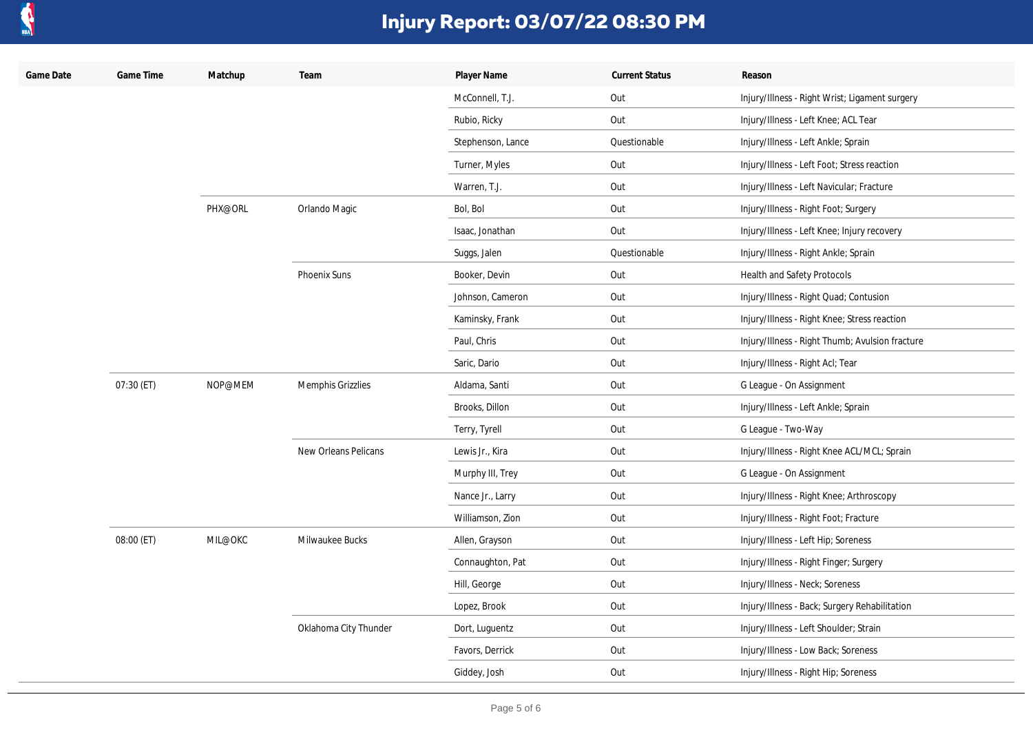# Injury Report: 03/07/22 08:30 PM

| Game Date | Game Time | Matchup | Team | Player Name | Current Status | Reason |
|---|---|---|---|---|---|---|
| | | | | McConnell, T.J. | Out | Injury/Illness - Right Wrist; Ligament surgery |
| | | | | Rubio, Ricky | Out | Injury/Illness - Left Knee; ACL Tear |
| | | | | Stephenson, Lance | Questionable | Injury/Illness - Left Ankle; Sprain |
| | | | | Turner, Myles | Out | Injury/Illness - Left Foot; Stress reaction |
| | | | | Warren, T.J. | Out | Injury/Illness - Left Navicular; Fracture |
| | | PHX@ORL | Orlando Magic | Bol, Bol | Out | Injury/Illness - Right Foot; Surgery |
| | | | | Isaac, Jonathan | Out | Injury/Illness - Left Knee; Injury recovery |
| | | | | Suggs, Jalen | Questionable | Injury/Illness - Right Ankle; Sprain |
| | | | Phoenix Suns | Booker, Devin | Out | Health and Safety Protocols |
| | | | | Johnson, Cameron | Out | Injury/Illness - Right Quad; Contusion |
| | | | | Kaminsky, Frank | Out | Injury/Illness - Right Knee; Stress reaction |
| | | | | Paul, Chris | Out | Injury/Illness - Right Thumb; Avulsion fracture |
| | | | | Saric, Dario | Out | Injury/Illness - Right Acl; Tear |
| | 07:30 (ET) | NOP@MEM | Memphis Grizzlies | Aldama, Santi | Out | G League - On Assignment |
| | | | | Brooks, Dillon | Out | Injury/Illness - Left Ankle; Sprain |
| | | | | Terry, Tyrell | Out | G League - Two-Way |
| | | | New Orleans Pelicans | Lewis Jr., Kira | Out | Injury/Illness - Right Knee ACL/MCL; Sprain |
| | | | | Murphy III, Trey | Out | G League - On Assignment |
| | | | | Nance Jr., Larry | Out | Injury/Illness - Right Knee; Arthroscopy |
| | | | | Williamson, Zion | Out | Injury/Illness - Right Foot; Fracture |
| | 08:00 (ET) | MIL@OKC | Milwaukee Bucks | Allen, Grayson | Out | Injury/Illness - Left Hip; Soreness |
| | | | | Connaughton, Pat | Out | Injury/Illness - Right Finger; Surgery |
| | | | | Hill, George | Out | Injury/Illness - Neck; Soreness |
| | | | | Lopez, Brook | Out | Injury/Illness - Back; Surgery Rehabilitation |
| | | | Oklahoma City Thunder | Dort, Luguentz | Out | Injury/Illness - Left Shoulder; Strain |
| | | | | Favors, Derrick | Out | Injury/Illness - Low Back; Soreness |
| | | | | Giddey, Josh | Out | Injury/Illness - Right Hip; Soreness |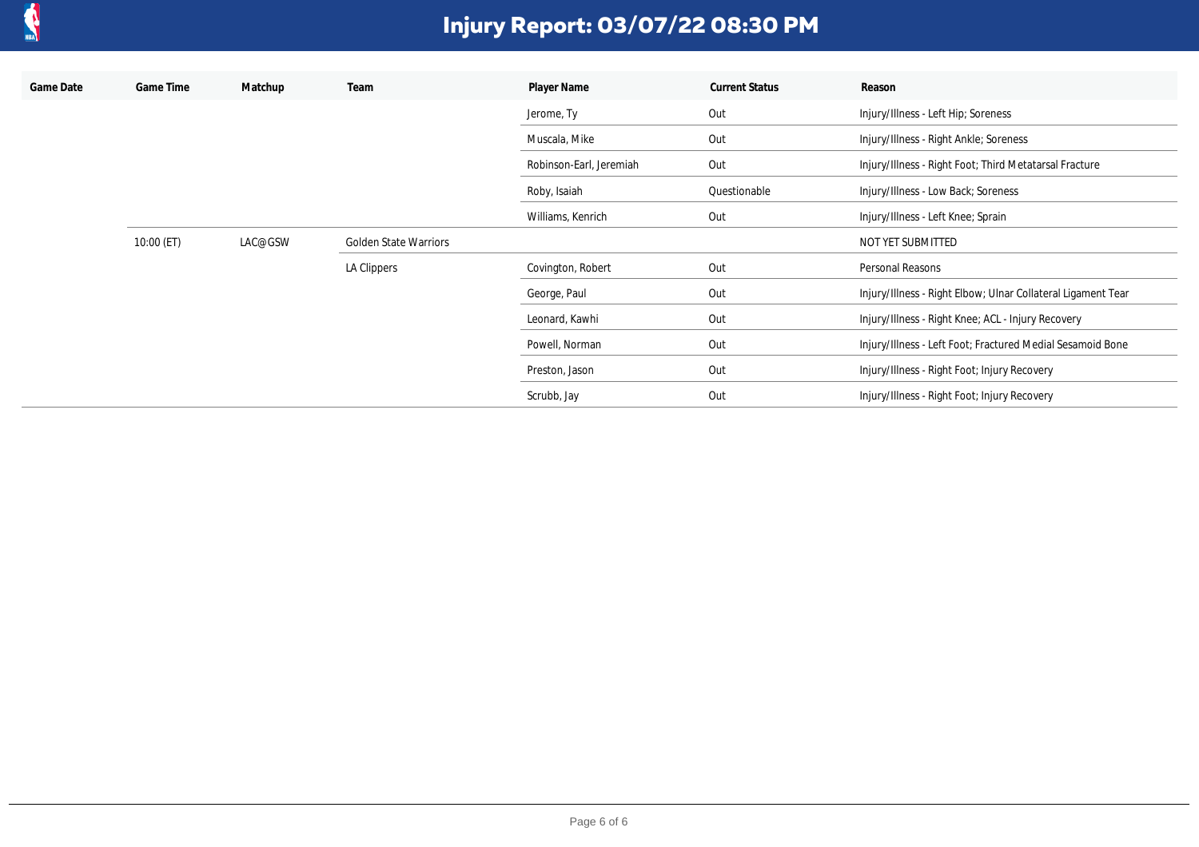# Injury Report: 03/07/22 08:30 PM

| Game Date | Game Time | Matchup | Team | Player Name | Current Status | Reason |
|---|---|---|---|---|---|---|
| | | | | Jerome, Ty | Out | Injury/Illness - Left Hip; Soreness |
| | | | | Muscala, Mike | Out | Injury/Illness - Right Ankle; Soreness |
| | | | | Robinson-Earl, Jeremiah | Out | Injury/Illness - Right Foot; Third Metatarsal Fracture |
| | | | | Roby, Isaiah | Questionable | Injury/Illness - Low Back; Soreness |
| | | | | Williams, Kenrich | Out | Injury/Illness - Left Knee; Sprain |
| | 10:00 (ET) | LAC@GSW | Golden State Warriors | | | NOT YET SUBMITTED |
| | | | LA Clippers | Covington, Robert | Out | Personal Reasons |
| | | | | George, Paul | Out | Injury/Illness - Right Elbow; Ulnar Collateral Ligament Tear |
| | | | | Leonard, Kawhi | Out | Injury/Illness - Right Knee; ACL - Injury Recovery |
| | | | | Powell, Norman | Out | Injury/Illness - Left Foot; Fractured Medial Sesamoid Bone |
| | | | | Preston, Jason | Out | Injury/Illness - Right Foot; Injury Recovery |
| | | | | Scrubb, Jay | Out | Injury/Illness - Right Foot; Injury Recovery |